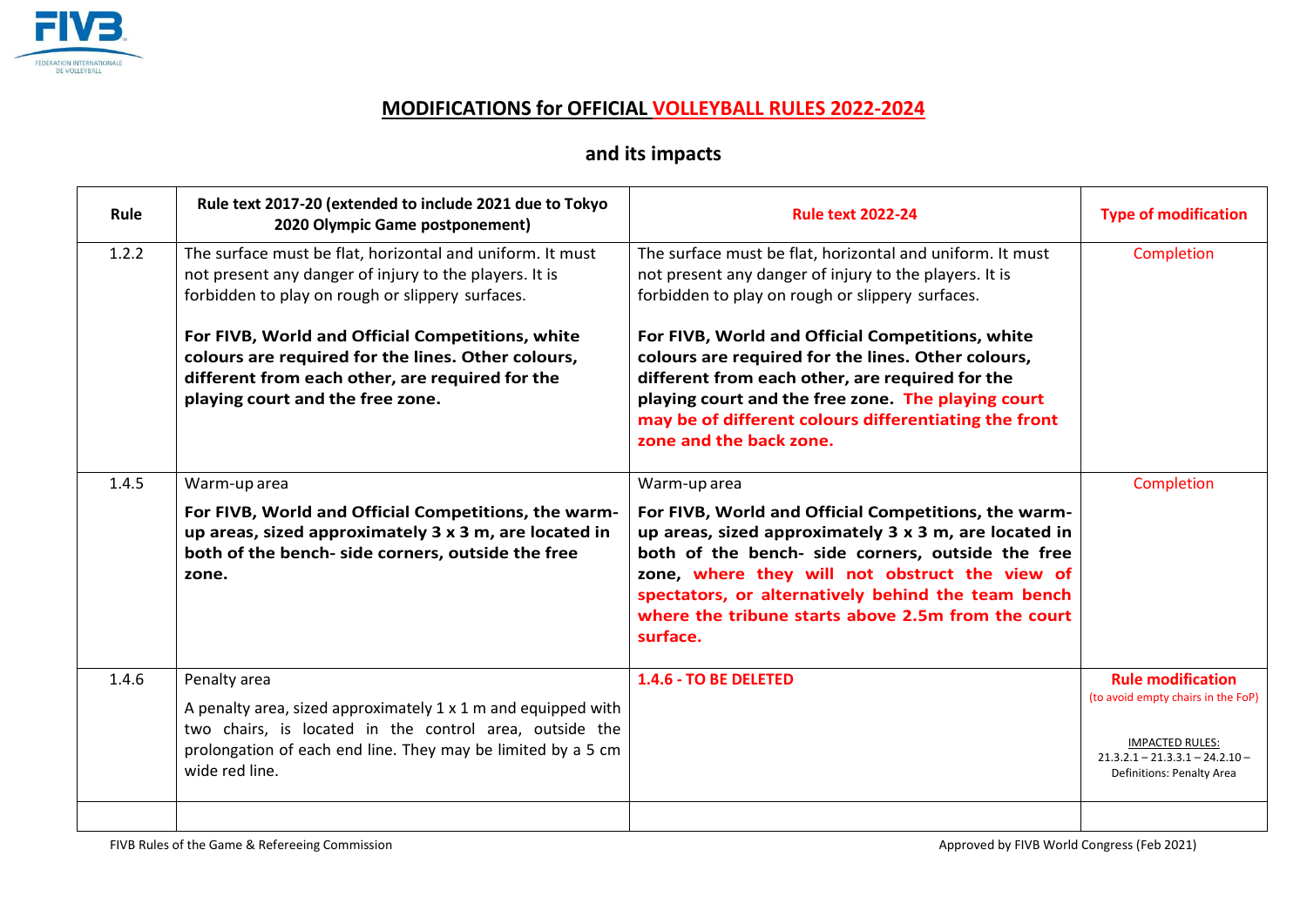FIVB
FÉDÉRATION INTERNATIONALE DE VOLLEYBALL

# MODIFICATIONS for OFFICIAL VOLLEYBALL RULES 2022-2024

## and its impacts

| Rule | Rule text 2017-20 (extended to include 2021 due to Tokyo 2020 Olympic Game postponement) | Rule text 2022-24 | Type of modification |
|---|---|---|---|
| 1.2.2 | The surface must be flat, horizontal and uniform. It must not present any danger of injury to the players. It is forbidden to play on rough or slippery surfaces.<br><br>**For FIVB, World and Official Competitions, white colours are required for the lines. Other colours, different from each other, are required for the playing court and the free zone.** | The surface must be flat, horizontal and uniform. It must not present any danger of injury to the players. It is forbidden to play on rough or slippery surfaces.<br><br>**For FIVB, World and Official Competitions, white colours are required for the lines. Other colours, different from each other, are required for the playing court and the free zone. The playing court may be of different colours differentiating the front zone and the back zone.** | Completion |
| 1.4.5 | Warm-up area<br>**For FIVB, World and Official Competitions, the warm-up areas, sized approximately 3 x 3 m, are located in both of the bench- side corners, outside the free zone.** | Warm-up area<br>**For FIVB, World and Official Competitions, the warm-up areas, sized approximately 3 x 3 m, are located in both of the bench- side corners, outside the free zone, where they will not obstruct the view of spectators, or alternatively behind the team bench where the tribune starts above 2.5m from the court surface.** | Completion |
| 1.4.6 | Penalty area<br>A penalty area, sized approximately 1 x 1 m and equipped with two chairs, is located in the control area, outside the prolongation of each end line. They may be limited by a 5 cm wide red line. | **1.4.6 - TO BE DELETED** | **Rule modification**<br>(to avoid empty chairs in the FoP)<br><br>IMPACTED RULES:<br>21.3.2.1 – 21.3.3.1 – 24.2.10 – Definitions: Penalty Area |
| | | | |

FIVB Rules of the Game & Refereeing Commission — Approved by FIVB World Congress (Feb 2021)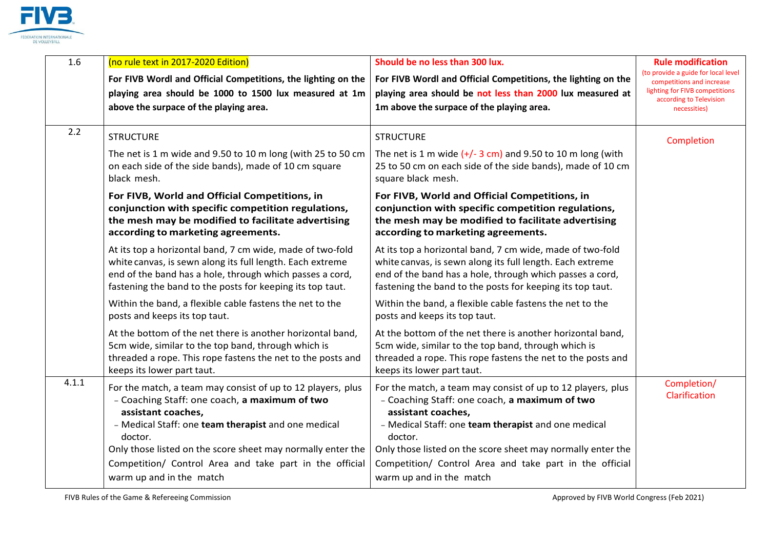| | | | |
|---|---|---|---|
| 1.6 | (no rule text in 2017-2020 Edition)<br>**For FIVB Wordl and Official Competitions, the lighting on the playing area should be 1000 to 1500 lux measured at 1m above the surpace of the playing area.** | **Should be no less than 300 lux.**<br>**For FIVB Wordl and Official Competitions, the lighting on the playing area should be not less than 2000 lux measured at 1m above the surpace of the playing area.** | **Rule modification**<br>(to provide a guide for local level competitions and increase lighting for FIVB competitions according to Television necessities) |
| 2.2 | STRUCTURE<br>The net is 1 m wide and 9.50 to 10 m long (with 25 to 50 cm on each side of the side bands), made of 10 cm square black mesh.<br>**For FIVB, World and Official Competitions, in conjunction with specific competition regulations, the mesh may be modified to facilitate advertising according to marketing agreements.**<br>At its top a horizontal band, 7 cm wide, made of two-fold white canvas, is sewn along its full length. Each extreme end of the band has a hole, through which passes a cord, fastening the band to the posts for keeping its top taut.<br>Within the band, a flexible cable fastens the net to the posts and keeps its top taut.<br>At the bottom of the net there is another horizontal band, 5cm wide, similar to the top band, through which is threaded a rope. This rope fastens the net to the posts and keeps its lower part taut. | STRUCTURE<br>The net is 1 m wide (+/- 3 cm) and 9.50 to 10 m long (with 25 to 50 cm on each side of the side bands), made of 10 cm square black mesh.<br>**For FIVB, World and Official Competitions, in conjunction with specific competition regulations, the mesh may be modified to facilitate advertising according to marketing agreements.**<br>At its top a horizontal band, 7 cm wide, made of two-fold white canvas, is sewn along its full length. Each extreme end of the band has a hole, through which passes a cord, fastening the band to the posts for keeping its top taut.<br>Within the band, a flexible cable fastens the net to the posts and keeps its top taut.<br>At the bottom of the net there is another horizontal band, 5cm wide, similar to the top band, through which is threaded a rope. This rope fastens the net to the posts and keeps its lower part taut. | Completion |
| 4.1.1 | For the match, a team may consist of up to 12 players, plus<br>- Coaching Staff: one coach, **a maximum of two assistant coaches,**<br>- Medical Staff: one **team therapist** and one medical doctor.<br>Only those listed on the score sheet may normally enter the Competition/ Control Area and take part in the official warm up and in the match | For the match, a team may consist of up to 12 players, plus<br>- Coaching Staff: one coach, **a maximum of two assistant coaches,**<br>- Medical Staff: one **team therapist** and one medical doctor.<br>Only those listed on the score sheet may normally enter the Competition/ Control Area and take part in the official warm up and in the match | Completion/ Clarification |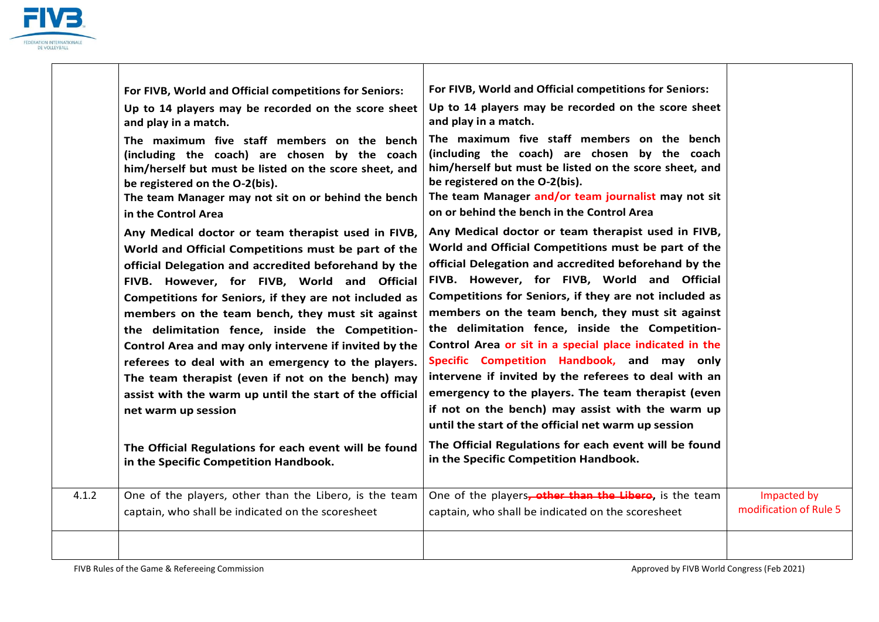| | | | |
|---|---|---|---|
| | **For FIVB, World and Official competitions for Seniors:**<br>**Up to 14 players may be recorded on the score sheet and play in a match.**<br>**The maximum five staff members on the bench (including the coach) are chosen by the coach him/herself but must be listed on the score sheet, and be registered on the O-2(bis).**<br>**The team Manager may not sit on or behind the bench in the Control Area**<br>**Any Medical doctor or team therapist used in FIVB, World and Official Competitions must be part of the official Delegation and accredited beforehand by the FIVB. However, for FIVB, World and Official Competitions for Seniors, if they are not included as members on the team bench, they must sit against the delimitation fence, inside the Competition-Control Area and may only intervene if invited by the referees to deal with an emergency to the players. The team therapist (even if not on the bench) may assist with the warm up until the start of the official net warm up session**<br><br>**The Official Regulations for each event will be found in the Specific Competition Handbook.** | **For FIVB, World and Official competitions for Seniors:**<br>**Up to 14 players may be recorded on the score sheet and play in a match.**<br>**The maximum five staff members on the bench (including the coach) are chosen by the coach him/herself but must be listed on the score sheet, and be registered on the O-2(bis).**<br>**The team Manager and/or team journalist may not sit on or behind the bench in the Control Area**<br>**Any Medical doctor or team therapist used in FIVB, World and Official Competitions must be part of the official Delegation and accredited beforehand by the FIVB. However, for FIVB, World and Official Competitions for Seniors, if they are not included as members on the team bench, they must sit against the delimitation fence, inside the Competition-Control Area or sit in a special place indicated in the Specific Competition Handbook, and may only intervene if invited by the referees to deal with an emergency to the players. The team therapist (even if not on the bench) may assist with the warm up until the start of the official net warm up session**<br>**The Official Regulations for each event will be found in the Specific Competition Handbook.** | |
| 4.1.2 | One of the players, other than the Libero, is the team captain, who shall be indicated on the scoresheet | One of the players~~, other than the Libero~~, is the team captain, who shall be indicated on the scoresheet | Impacted by modification of Rule 5 |
| | | | |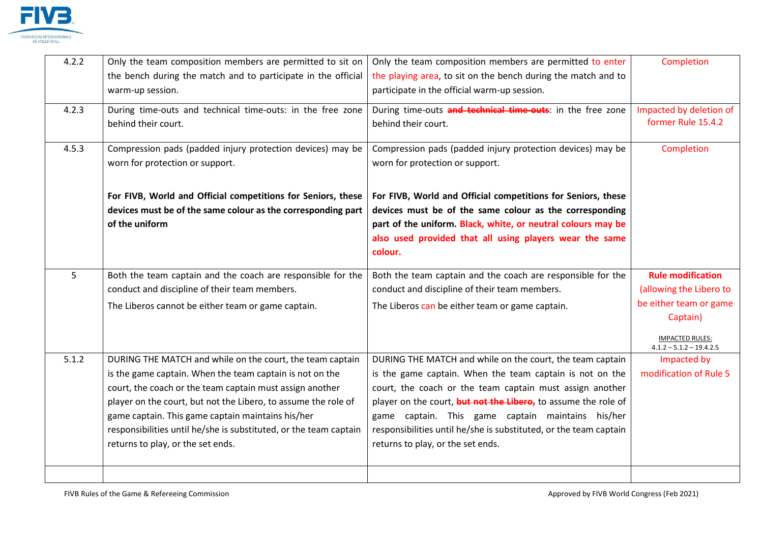| 4.2.2 | Only the team composition members are permitted to sit on the bench during the match and to participate in the official warm-up session. | Only the team composition members are permitted to enter the playing area, to sit on the bench during the match and to participate in the official warm-up session. | Completion |
|---|---|---|---|
| 4.2.3 | During time-outs and technical time-outs: in the free zone behind their court. | During time-outs ~~and technical time-outs~~: in the free zone behind their court. | Impacted by deletion of former Rule 15.4.2 |
| 4.5.3 | Compression pads (padded injury protection devices) may be worn for protection or support.<br><br>**For FIVB, World and Official competitions for Seniors, these devices must be of the same colour as the corresponding part of the uniform** | Compression pads (padded injury protection devices) may be worn for protection or support.<br><br>**For FIVB, World and Official competitions for Seniors, these devices must be of the same colour as the corresponding part of the uniform. Black, white, or neutral colours may be also used provided that all using players wear the same colour.** | Completion |
| 5 | Both the team captain and the coach are responsible for the conduct and discipline of their team members.<br>The Liberos cannot be either team or game captain. | Both the team captain and the coach are responsible for the conduct and discipline of their team members.<br>The Liberos can be either team or game captain. | **Rule modification** (allowing the Libero to be either team or game Captain)<br><br>IMPACTED RULES:<br>4.1.2 – 5.1.2 – 19.4.2.5 |
| 5.1.2 | DURING THE MATCH and while on the court, the team captain is the game captain. When the team captain is not on the court, the coach or the team captain must assign another player on the court, but not the Libero, to assume the role of game captain. This game captain maintains his/her responsibilities until he/she is substituted, or the team captain returns to play, or the set ends. | DURING THE MATCH and while on the court, the team captain is the game captain. When the team captain is not on the court, the coach or the team captain must assign another player on the court, ~~**but not the Libero,**~~ to assume the role of game captain. This game captain maintains his/her responsibilities until he/she is substituted, or the team captain returns to play, or the set ends. | Impacted by modification of Rule 5 |
| | | | |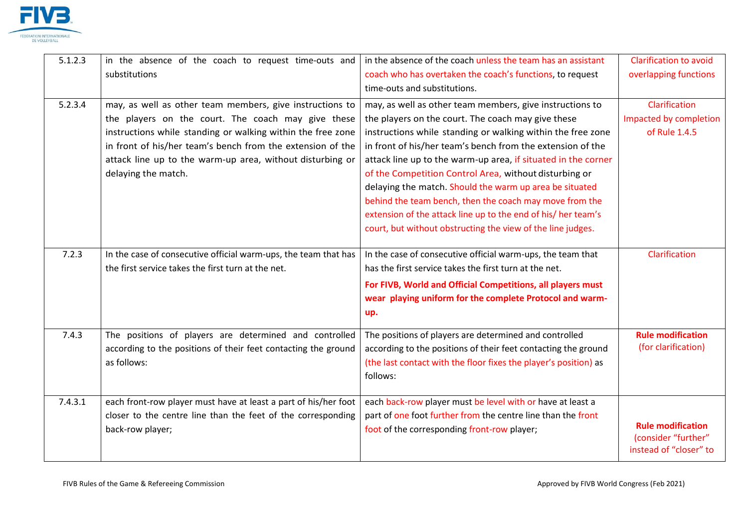| | | | |
|---|---|---|---|
| 5.1.2.3 | in the absence of the coach to request time-outs and substitutions | in the absence of the coach unless the team has an assistant coach who has overtaken the coach's functions, to request time-outs and substitutions. | Clarification to avoid overlapping functions |
| 5.2.3.4 | may, as well as other team members, give instructions to the players on the court. The coach may give these instructions while standing or walking within the free zone in front of his/her team's bench from the extension of the attack line up to the warm-up area, without disturbing or delaying the match. | may, as well as other team members, give instructions to the players on the court. The coach may give these instructions while standing or walking within the free zone in front of his/her team's bench from the extension of the attack line up to the warm-up area, if situated in the corner of the Competition Control Area, without disturbing or delaying the match. Should the warm up area be situated behind the team bench, then the coach may move from the extension of the attack line up to the end of his/ her team's court, but without obstructing the view of the line judges. | Clarification Impacted by completion of Rule 1.4.5 |
| 7.2.3 | In the case of consecutive official warm-ups, the team that has the first service takes the first turn at the net. | In the case of consecutive official warm-ups, the team that has the first service takes the first turn at the net. **For FIVB, World and Official Competitions, all players must wear playing uniform for the complete Protocol and warm-up.** | Clarification |
| 7.4.3 | The positions of players are determined and controlled according to the positions of their feet contacting the ground as follows: | The positions of players are determined and controlled according to the positions of their feet contacting the ground (the last contact with the floor fixes the player's position) as follows: | **Rule modification** (for clarification) |
| 7.4.3.1 | each front-row player must have at least a part of his/her foot closer to the centre line than the feet of the corresponding back-row player; | each back-row player must be level with or have at least a part of one foot further from the centre line than the front foot of the corresponding front-row player; | **Rule modification** (consider "further" instead of "closer" to |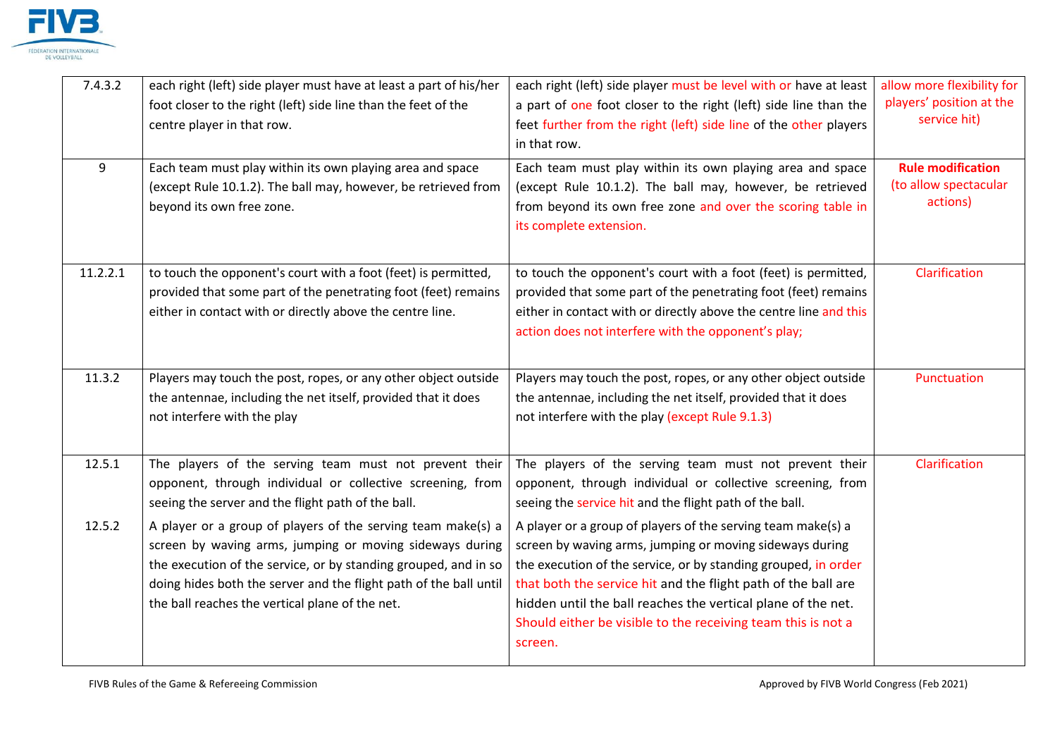| 7.4.3.2 | each right (left) side player must have at least a part of his/her foot closer to the right (left) side line than the feet of the centre player in that row. | each right (left) side player must be level with or have at least a part of one foot closer to the right (left) side line than the feet further from the right (left) side line of the other players in that row. | allow more flexibility for players' position at the service hit) |
|---|---|---|---|
| 9 | Each team must play within its own playing area and space (except Rule 10.1.2). The ball may, however, be retrieved from beyond its own free zone. | Each team must play within its own playing area and space (except Rule 10.1.2). The ball may, however, be retrieved from beyond its own free zone and over the scoring table in its complete extension. | **Rule modification** (to allow spectacular actions) |
| 11.2.2.1 | to touch the opponent's court with a foot (feet) is permitted, provided that some part of the penetrating foot (feet) remains either in contact with or directly above the centre line. | to touch the opponent's court with a foot (feet) is permitted, provided that some part of the penetrating foot (feet) remains either in contact with or directly above the centre line and this action does not interfere with the opponent's play; | Clarification |
| 11.3.2 | Players may touch the post, ropes, or any other object outside the antennae, including the net itself, provided that it does not interfere with the play | Players may touch the post, ropes, or any other object outside the antennae, including the net itself, provided that it does not interfere with the play (except Rule 9.1.3) | Punctuation |
| 12.5.1<br><br>12.5.2 | The players of the serving team must not prevent their opponent, through individual or collective screening, from seeing the server and the flight path of the ball.<br><br>A player or a group of players of the serving team make(s) a screen by waving arms, jumping or moving sideways during the execution of the service, or by standing grouped, and in so doing hides both the server and the flight path of the ball until the ball reaches the vertical plane of the net. | The players of the serving team must not prevent their opponent, through individual or collective screening, from seeing the service hit and the flight path of the ball.<br><br>A player or a group of players of the serving team make(s) a screen by waving arms, jumping or moving sideways during the execution of the service, or by standing grouped, in order that both the service hit and the flight path of the ball are hidden until the ball reaches the vertical plane of the net. Should either be visible to the receiving team this is not a screen. | Clarification |

FIVB Rules of the Game & Refereeing Commission

Approved by FIVB World Congress (Feb 2021)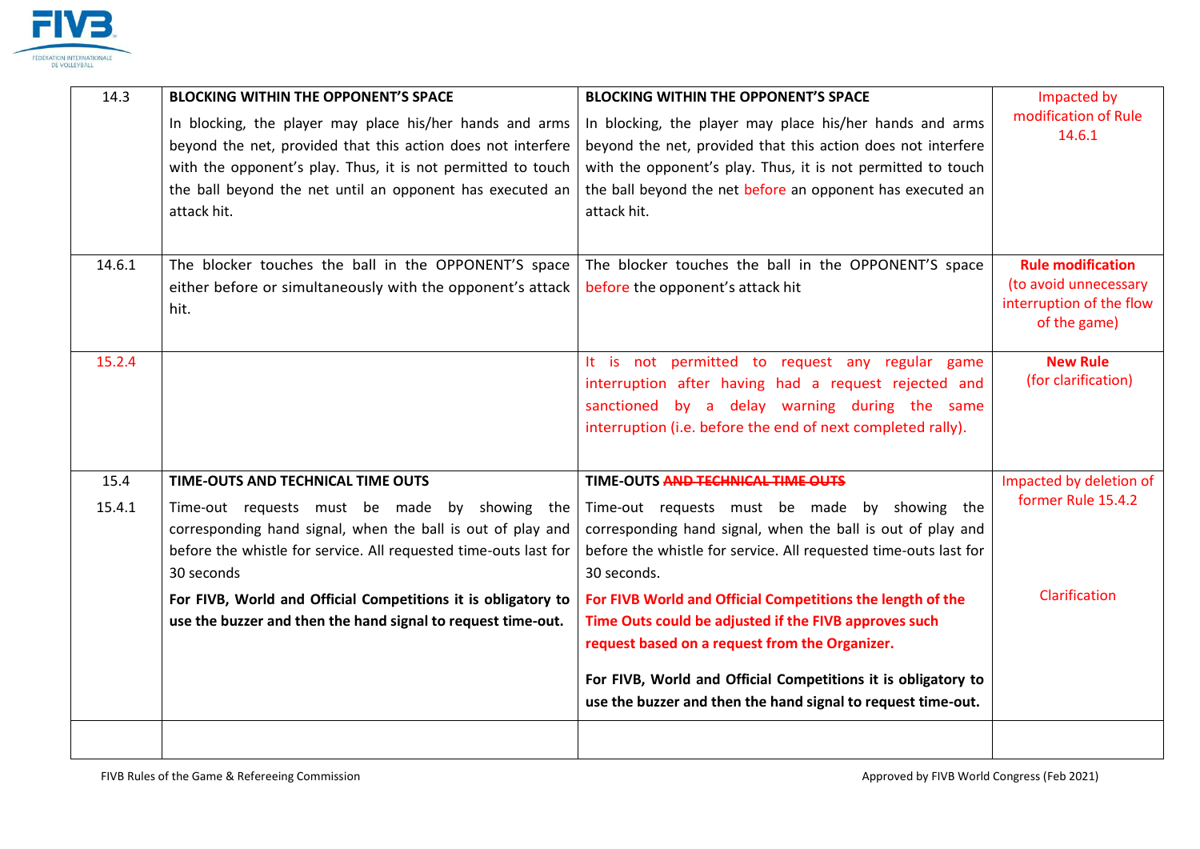| | | | |
|---|---|---|---|
| 14.3 | **BLOCKING WITHIN THE OPPONENT'S SPACE**<br>In blocking, the player may place his/her hands and arms beyond the net, provided that this action does not interfere with the opponent's play. Thus, it is not permitted to touch the ball beyond the net until an opponent has executed an attack hit. | **BLOCKING WITHIN THE OPPONENT'S SPACE**<br>In blocking, the player may place his/her hands and arms beyond the net, provided that this action does not interfere with the opponent's play. Thus, it is not permitted to touch the ball beyond the net before an opponent has executed an attack hit. | Impacted by modification of Rule 14.6.1 |
| 14.6.1 | The blocker touches the ball in the OPPONENT'S space either before or simultaneously with the opponent's attack hit. | The blocker touches the ball in the OPPONENT'S space before the opponent's attack hit | **Rule modification** (to avoid unnecessary interruption of the flow of the game) |
| 15.2.4 | | It is not permitted to request any regular game interruption after having had a request rejected and sanctioned by a delay warning during the same interruption (i.e. before the end of next completed rally). | **New Rule** (for clarification) |
| 15.4<br>15.4.1 | **TIME-OUTS AND TECHNICAL TIME OUTS**<br>Time-out requests must be made by showing the corresponding hand signal, when the ball is out of play and before the whistle for service. All requested time-outs last for 30 seconds<br>**For FIVB, World and Official Competitions it is obligatory to use the buzzer and then the hand signal to request time-out.** | **TIME-OUTS ~~AND TECHNICAL TIME OUTS~~**<br>Time-out requests must be made by showing the corresponding hand signal, when the ball is out of play and before the whistle for service. All requested time-outs last for 30 seconds.<br>**For FIVB World and Official Competitions the length of the Time Outs could be adjusted if the FIVB approves such request based on a request from the Organizer.**<br>**For FIVB, World and Official Competitions it is obligatory to use the buzzer and then the hand signal to request time-out.** | Impacted by deletion of former Rule 15.4.2<br><br>Clarification |
| | | | |

FIVB Rules of the Game & Refereeing Commission — Approved by FIVB World Congress (Feb 2021)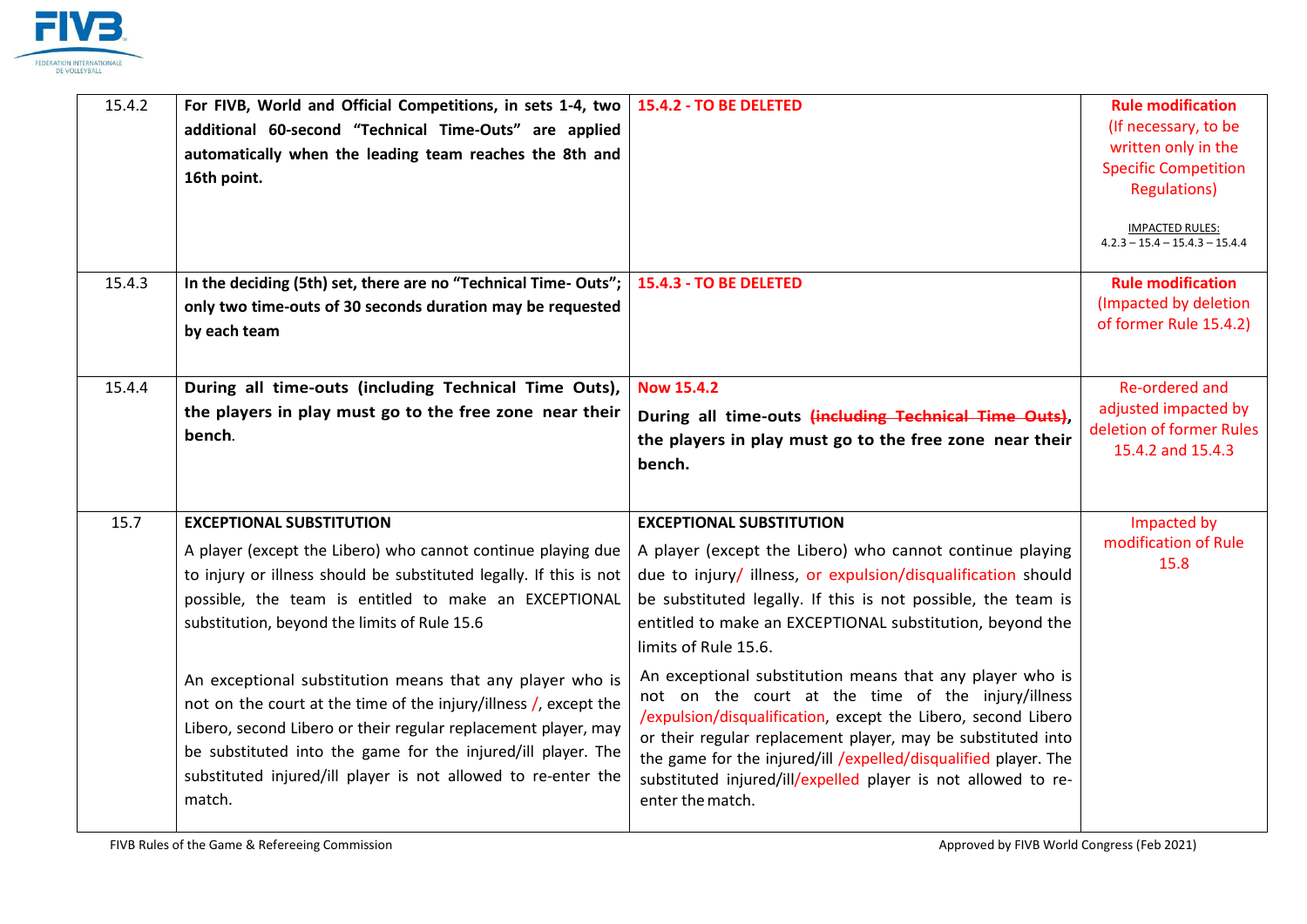| | | | |
|---|---|---|---|
| 15.4.2 | **For FIVB, World and Official Competitions, in sets 1-4, two additional 60-second "Technical Time-Outs" are applied automatically when the leading team reaches the 8th and 16th point.** | **15.4.2 - TO BE DELETED** | **Rule modification** (If necessary, to be written only in the Specific Competition Regulations)<br><br>IMPACTED RULES:<br>4.2.3 – 15.4 – 15.4.3 – 15.4.4 |
| 15.4.3 | **In the deciding (5th) set, there are no "Technical Time- Outs"; only two time-outs of 30 seconds duration may be requested by each team** | **15.4.3 - TO BE DELETED** | **Rule modification** (Impacted by deletion of former Rule 15.4.2) |
| 15.4.4 | **During all time-outs (including Technical Time Outs), the players in play must go to the free zone near their bench**. | **Now 15.4.2**<br>**During all time-outs ~~(including Technical Time Outs)~~, the players in play must go to the free zone near their bench.** | Re-ordered and adjusted impacted by deletion of former Rules 15.4.2 and 15.4.3 |
| 15.7 | **EXCEPTIONAL SUBSTITUTION**<br>A player (except the Libero) who cannot continue playing due to injury or illness should be substituted legally. If this is not possible, the team is entitled to make an EXCEPTIONAL substitution, beyond the limits of Rule 15.6<br><br>An exceptional substitution means that any player who is not on the court at the time of the injury/illness /, except the Libero, second Libero or their regular replacement player, may be substituted into the game for the injured/ill player. The substituted injured/ill player is not allowed to re-enter the match. | **EXCEPTIONAL SUBSTITUTION**<br>A player (except the Libero) who cannot continue playing due to injury/ illness, or expulsion/disqualification should be substituted legally. If this is not possible, the team is entitled to make an EXCEPTIONAL substitution, beyond the limits of Rule 15.6.<br><br>An exceptional substitution means that any player who is not on the court at the time of the injury/illness /expulsion/disqualification, except the Libero, second Libero or their regular replacement player, may be substituted into the game for the injured/ill /expelled/disqualified player. The substituted injured/ill/expelled player is not allowed to re-enter the match. | Impacted by modification of Rule 15.8 |

FIVB Rules of the Game & Refereeing Commission

Approved by FIVB World Congress (Feb 2021)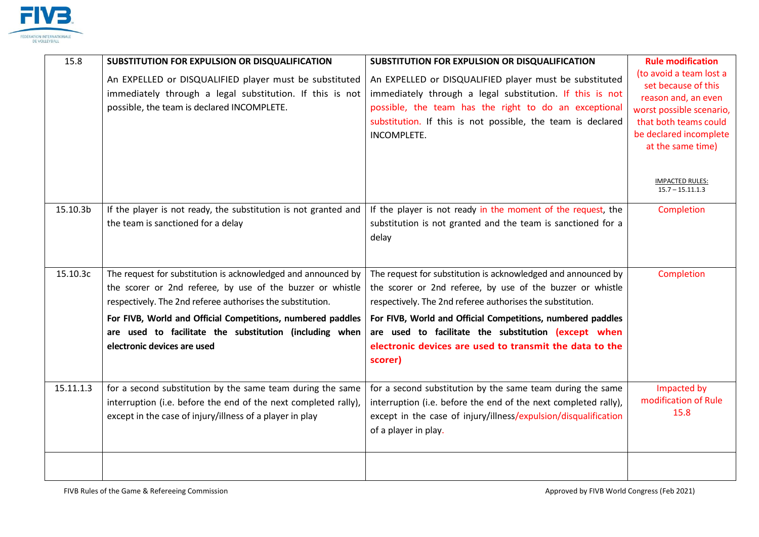| | | | |
|---|---|---|---|
| 15.8 | **SUBSTITUTION FOR EXPULSION OR DISQUALIFICATION**<br>An EXPELLED or DISQUALIFIED player must be substituted immediately through a legal substitution. If this is not possible, the team is declared INCOMPLETE. | **SUBSTITUTION FOR EXPULSION OR DISQUALIFICATION**<br>An EXPELLED or DISQUALIFIED player must be substituted immediately through a legal substitution. If this is not possible, the team has the right to do an exceptional substitution. If this is not possible, the team is declared INCOMPLETE. | **Rule modification**<br>(to avoid a team lost a set because of this reason and, an even worst possible scenario, that both teams could be declared incomplete at the same time)<br><br>IMPACTED RULES:<br>15.7 – 15.11.1.3 |
| 15.10.3b | If the player is not ready, the substitution is not granted and the team is sanctioned for a delay | If the player is not ready in the moment of the request, the substitution is not granted and the team is sanctioned for a delay | Completion |
| 15.10.3c | The request for substitution is acknowledged and announced by the scorer or 2nd referee, by use of the buzzer or whistle respectively. The 2nd referee authorises the substitution.<br>**For FIVB, World and Official Competitions, numbered paddles are used to facilitate the substitution (including when electronic devices are used** | The request for substitution is acknowledged and announced by the scorer or 2nd referee, by use of the buzzer or whistle respectively. The 2nd referee authorises the substitution.<br>**For FIVB, World and Official Competitions, numbered paddles are used to facilitate the substitution (except when electronic devices are used to transmit the data to the scorer)** | Completion |
| 15.11.1.3 | for a second substitution by the same team during the same interruption (i.e. before the end of the next completed rally), except in the case of injury/illness of a player in play | for a second substitution by the same team during the same interruption (i.e. before the end of the next completed rally), except in the case of injury/illness/expulsion/disqualification of a player in play. | Impacted by modification of Rule 15.8 |
| | | | |

FIVB Rules of the Game & Refereeing Commission

Approved by FIVB World Congress (Feb 2021)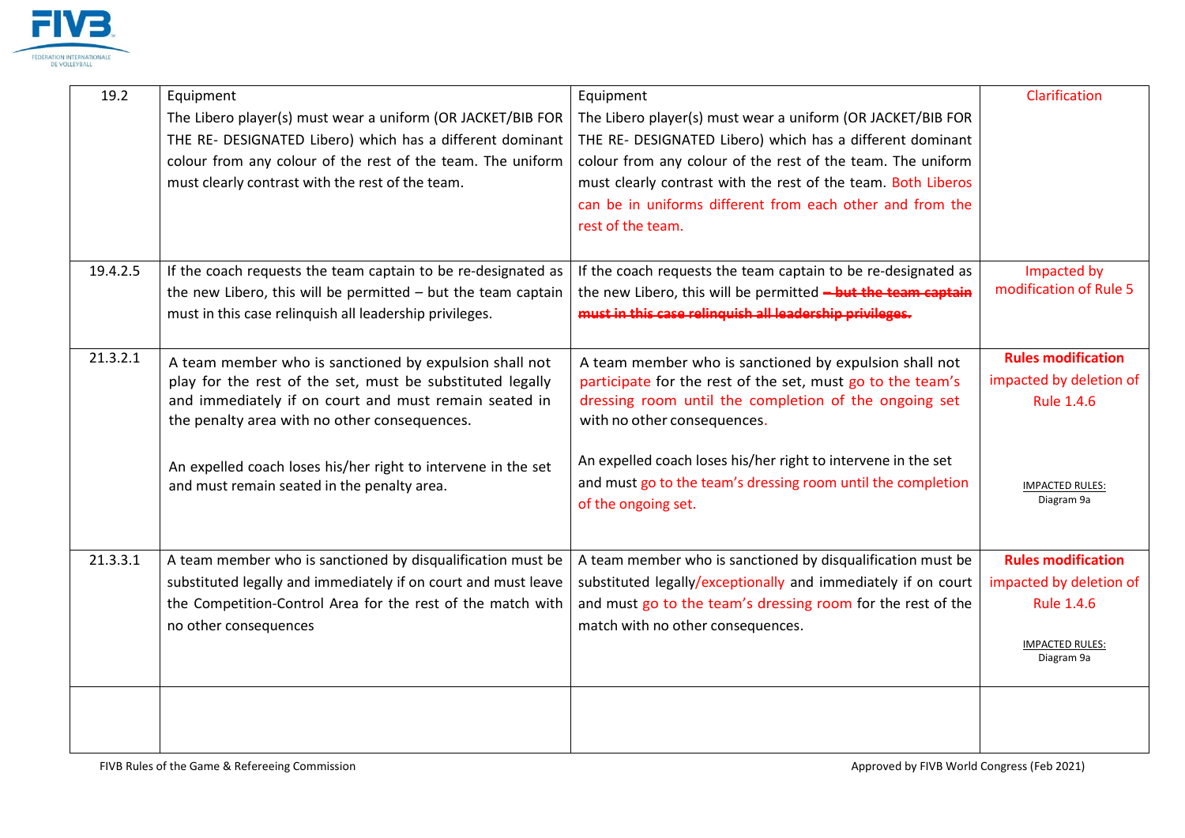| | | | |
|---|---|---|---|
| 19.2 | Equipment<br>The Libero player(s) must wear a uniform (OR JACKET/BIB FOR THE RE- DESIGNATED Libero) which has a different dominant colour from any colour of the rest of the team. The uniform must clearly contrast with the rest of the team. | Equipment<br>The Libero player(s) must wear a uniform (OR JACKET/BIB FOR THE RE- DESIGNATED Libero) which has a different dominant colour from any colour of the rest of the team. The uniform must clearly contrast with the rest of the team. Both Liberos can be in uniforms different from each other and from the rest of the team. | Clarification |
| 19.4.2.5 | If the coach requests the team captain to be re-designated as the new Libero, this will be permitted – but the team captain must in this case relinquish all leadership privileges. | If the coach requests the team captain to be re-designated as the new Libero, this will be permitted ~~– but the team captain must in this case relinquish all leadership privileges.~~ | Impacted by modification of Rule 5 |
| 21.3.2.1 | A team member who is sanctioned by expulsion shall not play for the rest of the set, must be substituted legally and immediately if on court and must remain seated in the penalty area with no other consequences.<br><br>An expelled coach loses his/her right to intervene in the set and must remain seated in the penalty area. | A team member who is sanctioned by expulsion shall not participate for the rest of the set, must go to the team's dressing room until the completion of the ongoing set with no other consequences.<br><br>An expelled coach loses his/her right to intervene in the set and must go to the team's dressing room until the completion of the ongoing set. | **Rules modification** impacted by deletion of Rule 1.4.6<br><br>IMPACTED RULES:<br>Diagram 9a |
| 21.3.3.1 | A team member who is sanctioned by disqualification must be substituted legally and immediately if on court and must leave the Competition-Control Area for the rest of the match with no other consequences | A team member who is sanctioned by disqualification must be substituted legally/exceptionally and immediately if on court and must go to the team's dressing room for the rest of the match with no other consequences. | **Rules modification** impacted by deletion of Rule 1.4.6<br><br>IMPACTED RULES:<br>Diagram 9a |
| | | | |

FIVB Rules of the Game & Refereeing Commission — Approved by FIVB World Congress (Feb 2021)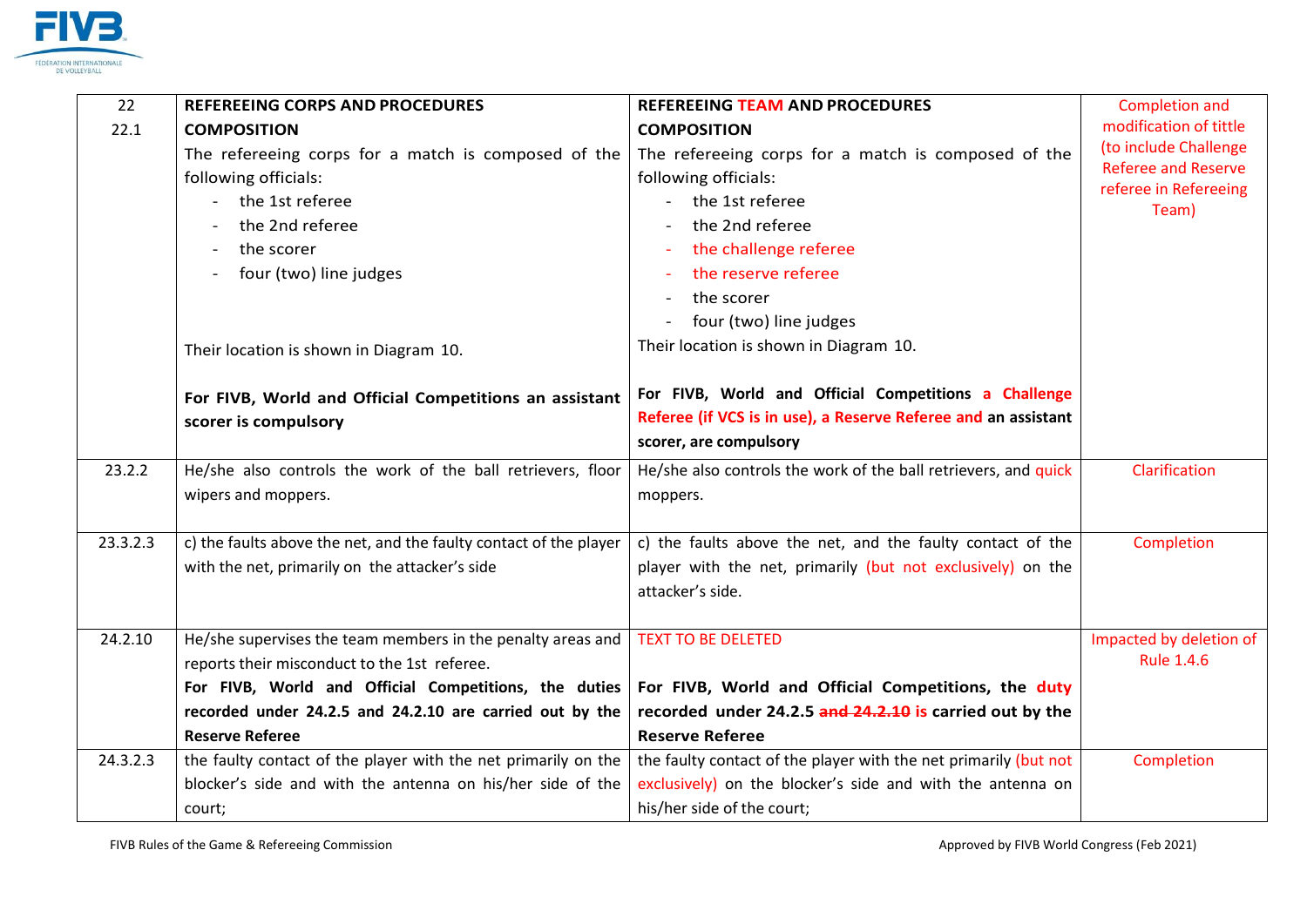| | | | |
|---|---|---|---|
| 22<br>22.1 | **REFEREEING CORPS AND PROCEDURES**<br>**COMPOSITION**<br>The refereeing corps for a match is composed of the following officials:<br>- the 1st referee<br>- the 2nd referee<br>- the scorer<br>- four (two) line judges<br><br>Their location is shown in Diagram 10.<br><br>**For FIVB, World and Official Competitions an assistant scorer is compulsory** | **REFEREEING TEAM AND PROCEDURES**<br>**COMPOSITION**<br>The refereeing corps for a match is composed of the following officials:<br>- the 1st referee<br>- the 2nd referee<br>- the challenge referee<br>- the reserve referee<br>- the scorer<br>- four (two) line judges<br>Their location is shown in Diagram 10.<br><br>**For FIVB, World and Official Competitions a Challenge Referee (if VCS is in use), a Reserve Referee and an assistant scorer, are compulsory** | Completion and modification of tittle (to include Challenge Referee and Reserve referee in Refereeing Team) |
| 23.2.2 | He/she also controls the work of the ball retrievers, floor wipers and moppers. | He/she also controls the work of the ball retrievers, and quick moppers. | Clarification |
| 23.3.2.3 | c) the faults above the net, and the faulty contact of the player with the net, primarily on the attacker's side | c) the faults above the net, and the faulty contact of the player with the net, primarily (but not exclusively) on the attacker's side. | Completion |
| 24.2.10 | He/she supervises the team members in the penalty areas and reports their misconduct to the 1st referee.<br>**For FIVB, World and Official Competitions, the duties recorded under 24.2.5 and 24.2.10 are carried out by the Reserve Referee** | TEXT TO BE DELETED<br><br>**For FIVB, World and Official Competitions, the duty recorded under 24.2.5 ~~and 24.2.10~~ is carried out by the Reserve Referee** | Impacted by deletion of Rule 1.4.6 |
| 24.3.2.3 | the faulty contact of the player with the net primarily on the blocker's side and with the antenna on his/her side of the court; | the faulty contact of the player with the net primarily (but not exclusively) on the blocker's side and with the antenna on his/her side of the court; | Completion |

FIVB Rules of the Game & Refereeing Commission — Approved by FIVB World Congress (Feb 2021)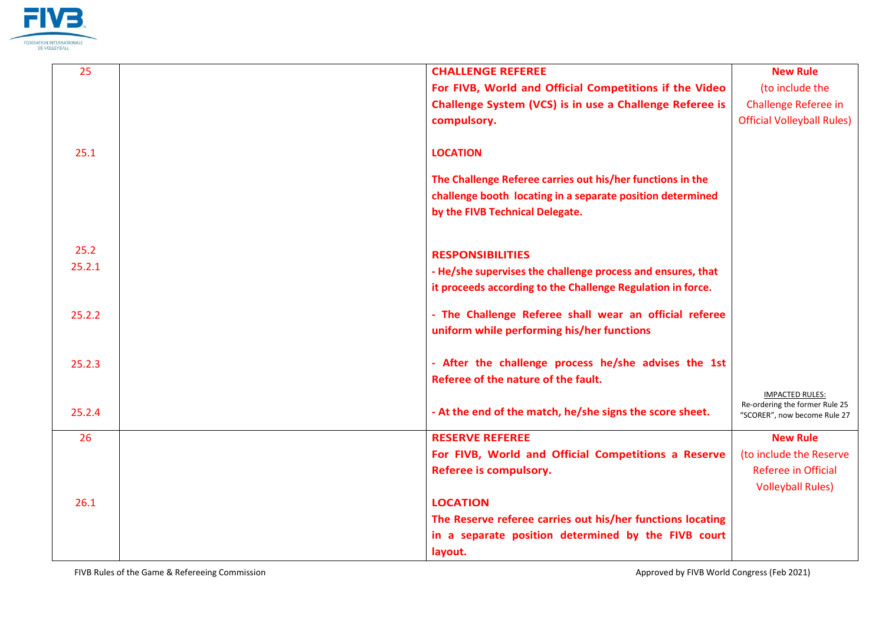| | | | |
|---|---|---|---|
| 25 | | **CHALLENGE REFEREE**<br>**For FIVB, World and Official Competitions if the Video Challenge System (VCS) is in use a Challenge Referee is compulsory.** | **New Rule**<br>(to include the Challenge Referee in Official Volleyball Rules) |
| 25.1 | | **LOCATION**<br>**The Challenge Referee carries out his/her functions in the challenge booth locating in a separate position determined by the FIVB Technical Delegate.** | |
| 25.2<br>25.2.1 | | **RESPONSIBILITIES**<br>**- He/she supervises the challenge process and ensures, that it proceeds according to the Challenge Regulation in force.** | |
| 25.2.2 | | **- The Challenge Referee shall wear an official referee uniform while performing his/her functions** | |
| 25.2.3 | | **- After the challenge process he/she advises the 1st Referee of the nature of the fault.** | |
| 25.2.4 | | **- At the end of the match, he/she signs the score sheet.** | IMPACTED RULES:<br>Re-ordering the former Rule 25 “SCORER”, now become Rule 27 |
| 26 | | **RESERVE REFEREE**<br>**For FIVB, World and Official Competitions a Reserve Referee is compulsory.** | **New Rule**<br>(to include the Reserve Referee in Official Volleyball Rules) |
| 26.1 | | **LOCATION**<br>**The Reserve referee carries out his/her functions locating in a separate position determined by the FIVB court layout.** | |

FIVB Rules of the Game & Refereeing Commission

Approved by FIVB World Congress (Feb 2021)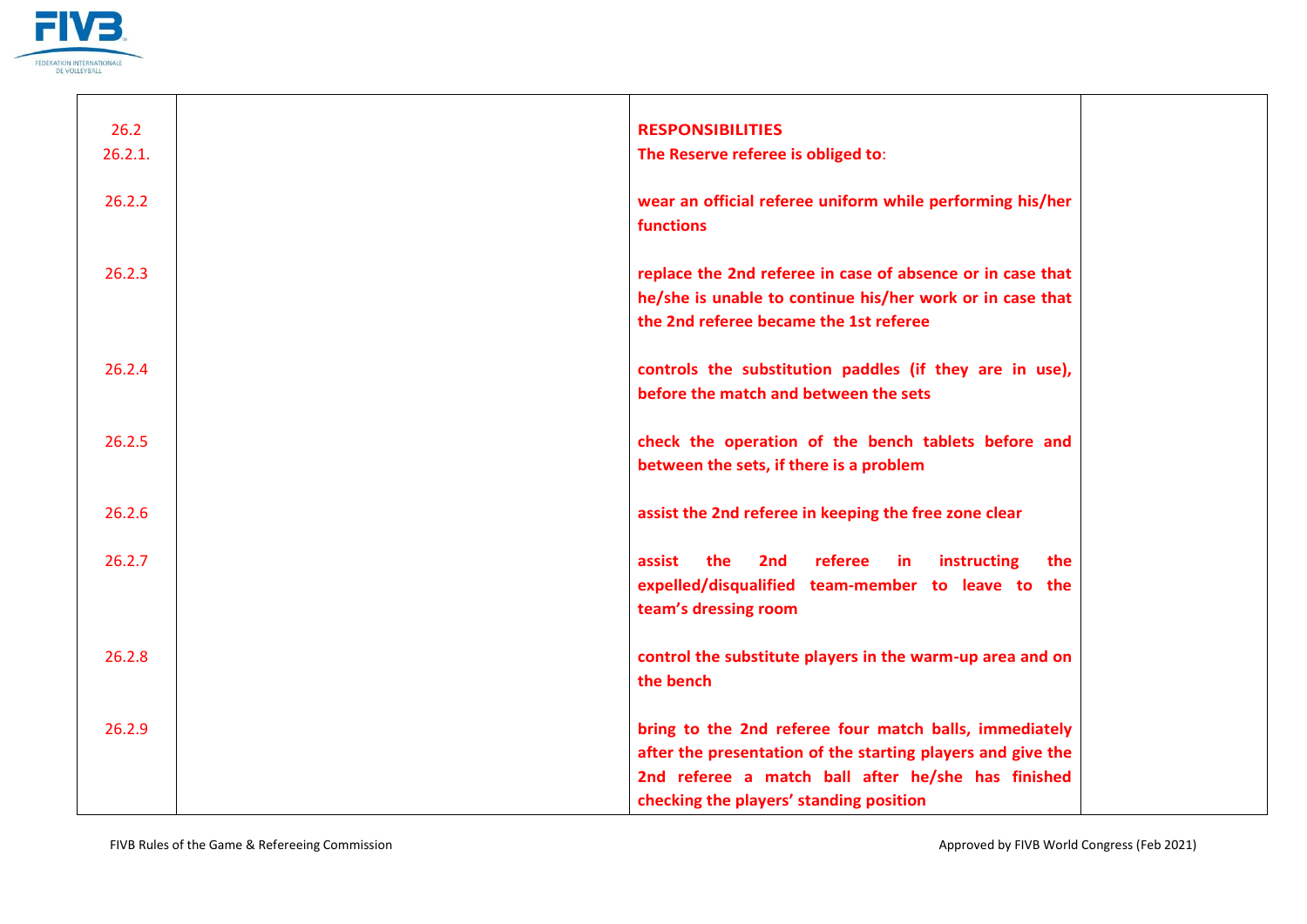| | | | |
|---|---|---|---|
| 26.2<br>26.2.1. | | **RESPONSIBILITIES**<br>**The Reserve referee is obliged to:** | |
| 26.2.2 | | **wear an official referee uniform while performing his/her functions** | |
| 26.2.3 | | **replace the 2nd referee in case of absence or in case that he/she is unable to continue his/her work or in case that the 2nd referee became the 1st referee** | |
| 26.2.4 | | **controls the substitution paddles (if they are in use), before the match and between the sets** | |
| 26.2.5 | | **check the operation of the bench tablets before and between the sets, if there is a problem** | |
| 26.2.6 | | **assist the 2nd referee in keeping the free zone clear** | |
| 26.2.7 | | **assist the 2nd referee in instructing the expelled/disqualified team-member to leave to the team's dressing room** | |
| 26.2.8 | | **control the substitute players in the warm-up area and on the bench** | |
| 26.2.9 | | **bring to the 2nd referee four match balls, immediately after the presentation of the starting players and give the 2nd referee a match ball after he/she has finished checking the players' standing position** | |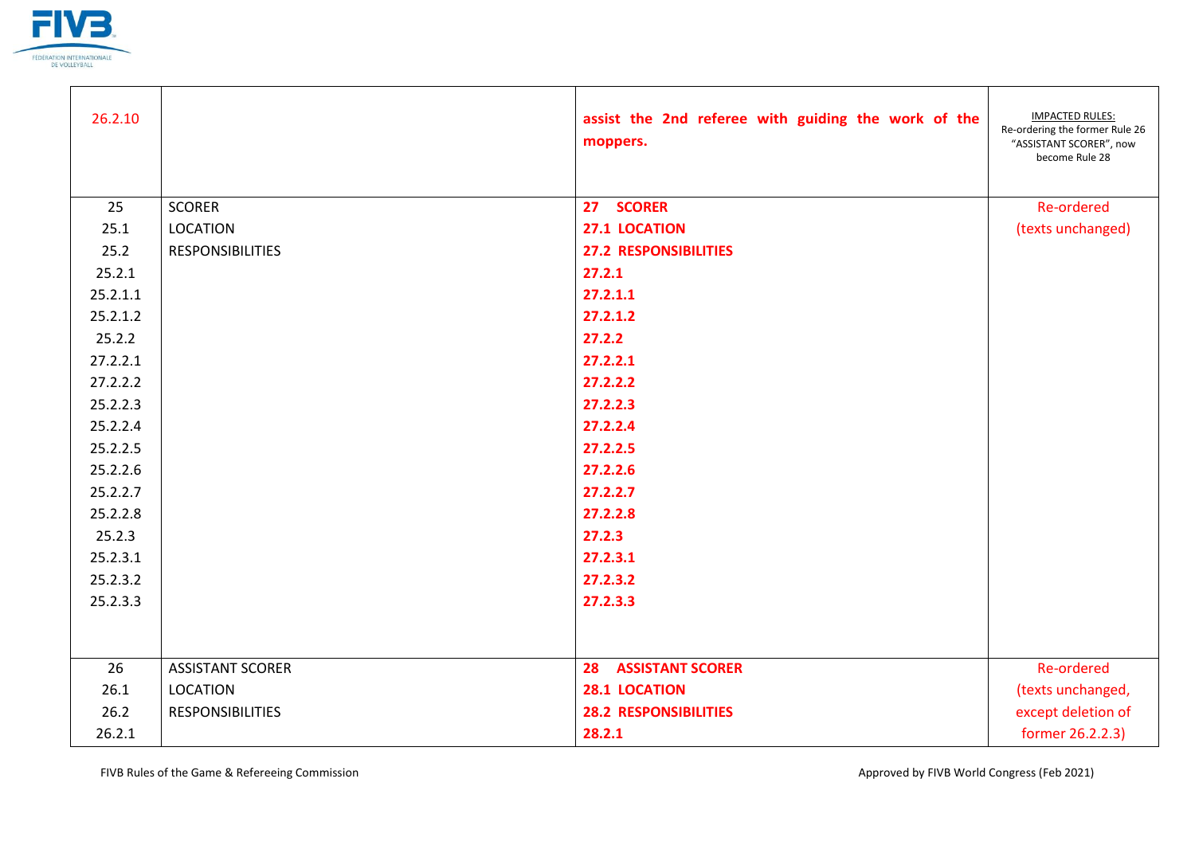| | | | |
|---|---|---|---|
| 26.2.10 | | **assist the 2nd referee with guiding the work of the moppers.** | IMPACTED RULES: Re-ordering the former Rule 26 "ASSISTANT SCORER", now become Rule 28 |
| 25 | SCORER | **27 SCORER** | Re-ordered (texts unchanged) |
| 25.1 | LOCATION | **27.1 LOCATION** | |
| 25.2 | RESPONSIBILITIES | **27.2 RESPONSIBILITIES** | |
| 25.2.1 | | **27.2.1** | |
| 25.2.1.1 | | **27.2.1.1** | |
| 25.2.1.2 | | **27.2.1.2** | |
| 25.2.2 | | **27.2.2** | |
| 27.2.2.1 | | **27.2.2.1** | |
| 27.2.2.2 | | **27.2.2.2** | |
| 25.2.2.3 | | **27.2.2.3** | |
| 25.2.2.4 | | **27.2.2.4** | |
| 25.2.2.5 | | **27.2.2.5** | |
| 25.2.2.6 | | **27.2.2.6** | |
| 25.2.2.7 | | **27.2.2.7** | |
| 25.2.2.8 | | **27.2.2.8** | |
| 25.2.3 | | **27.2.3** | |
| 25.2.3.1 | | **27.2.3.1** | |
| 25.2.3.2 | | **27.2.3.2** | |
| 25.2.3.3 | | **27.2.3.3** | |
| 26 | ASSISTANT SCORER | **28 ASSISTANT SCORER** | Re-ordered (texts unchanged, except deletion of former 26.2.2.3) |
| 26.1 | LOCATION | **28.1 LOCATION** | |
| 26.2 | RESPONSIBILITIES | **28.2 RESPONSIBILITIES** | |
| 26.2.1 | | **28.2.1** | |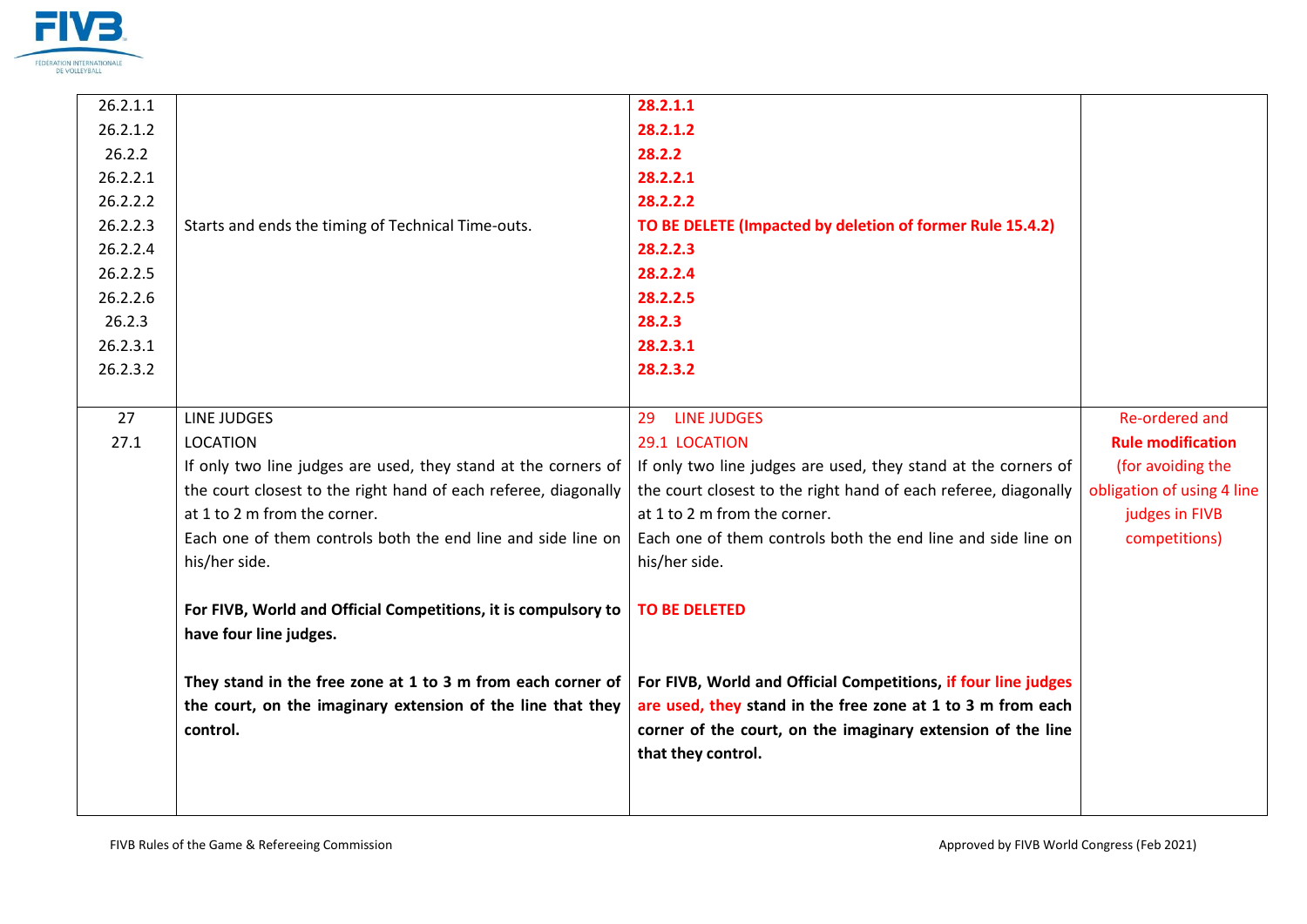| | | | |
|---|---|---|---|
| 26.2.1.1 | | **28.2.1.1** | |
| 26.2.1.2 | | **28.2.1.2** | |
| 26.2.2 | | **28.2.2** | |
| 26.2.2.1 | | **28.2.2.1** | |
| 26.2.2.2 | | **28.2.2.2** | |
| 26.2.2.3 | Starts and ends the timing of Technical Time-outs. | **TO BE DELETE (Impacted by deletion of former Rule 15.4.2)** | |
| 26.2.2.4 | | **28.2.2.3** | |
| 26.2.2.5 | | **28.2.2.4** | |
| 26.2.2.6 | | **28.2.2.5** | |
| 26.2.3 | | **28.2.3** | |
| 26.2.3.1 | | **28.2.3.1** | |
| 26.2.3.2 | | **28.2.3.2** | |
| 27<br>27.1 | LINE JUDGES<br>LOCATION<br>If only two line judges are used, they stand at the corners of the court closest to the right hand of each referee, diagonally at 1 to 2 m from the corner.<br>Each one of them controls both the end line and side line on his/her side.<br><br>**For FIVB, World and Official Competitions, it is compulsory to have four line judges.**<br><br>**They stand in the free zone at 1 to 3 m from each corner of the court, on the imaginary extension of the line that they control.** | 29 LINE JUDGES<br>29.1 LOCATION<br>If only two line judges are used, they stand at the corners of the court closest to the right hand of each referee, diagonally at 1 to 2 m from the corner.<br>Each one of them controls both the end line and side line on his/her side.<br><br>**TO BE DELETED**<br><br>**For FIVB, World and Official Competitions, if four line judges are used, they stand in the free zone at 1 to 3 m from each corner of the court, on the imaginary extension of the line that they control.** | Re-ordered and **Rule modification** (for avoiding the obligation of using 4 line judges in FIVB competitions) |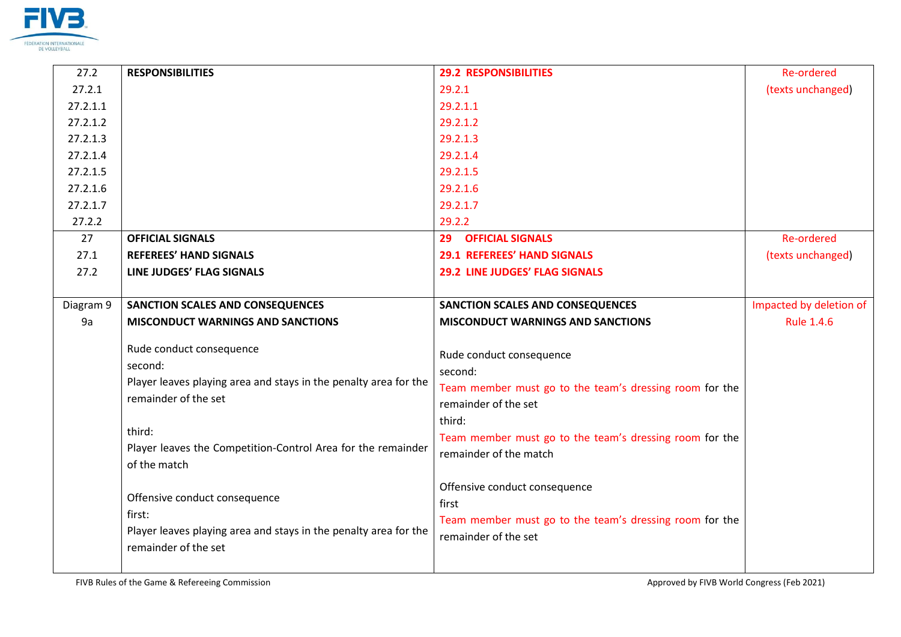| | | | |
|---|---|---|---|
| 27.2<br>27.2.1<br>27.2.1.1<br>27.2.1.2<br>27.2.1.3<br>27.2.1.4<br>27.2.1.5<br>27.2.1.6<br>27.2.1.7<br>27.2.2 | **RESPONSIBILITIES** | **29.2 RESPONSIBILITIES**<br>29.2.1<br>29.2.1.1<br>29.2.1.2<br>29.2.1.3<br>29.2.1.4<br>29.2.1.5<br>29.2.1.6<br>29.2.1.7<br>29.2.2 | Re-ordered<br>(texts unchanged) |
| 27<br>27.1<br>27.2 | **OFFICIAL SIGNALS**<br>**REFEREES' HAND SIGNALS**<br>**LINE JUDGES' FLAG SIGNALS** | **29 OFFICIAL SIGNALS**<br>**29.1 REFEREES' HAND SIGNALS**<br>**29.2 LINE JUDGES' FLAG SIGNALS** | Re-ordered<br>(texts unchanged) |
| Diagram 9<br>9a | **SANCTION SCALES AND CONSEQUENCES**<br>**MISCONDUCT WARNINGS AND SANCTIONS**<br><br>Rude conduct consequence<br>second:<br>Player leaves playing area and stays in the penalty area for the remainder of the set<br><br>third:<br>Player leaves the Competition-Control Area for the remainder of the match<br><br>Offensive conduct consequence<br>first:<br>Player leaves playing area and stays in the penalty area for the remainder of the set | **SANCTION SCALES AND CONSEQUENCES**<br>**MISCONDUCT WARNINGS AND SANCTIONS**<br><br>Rude conduct consequence<br>second:<br>Team member must go to the team's dressing room for the remainder of the set<br>third:<br>Team member must go to the team's dressing room for the remainder of the match<br><br>Offensive conduct consequence<br>first<br>Team member must go to the team's dressing room for the remainder of the set | Impacted by deletion of Rule 1.4.6 |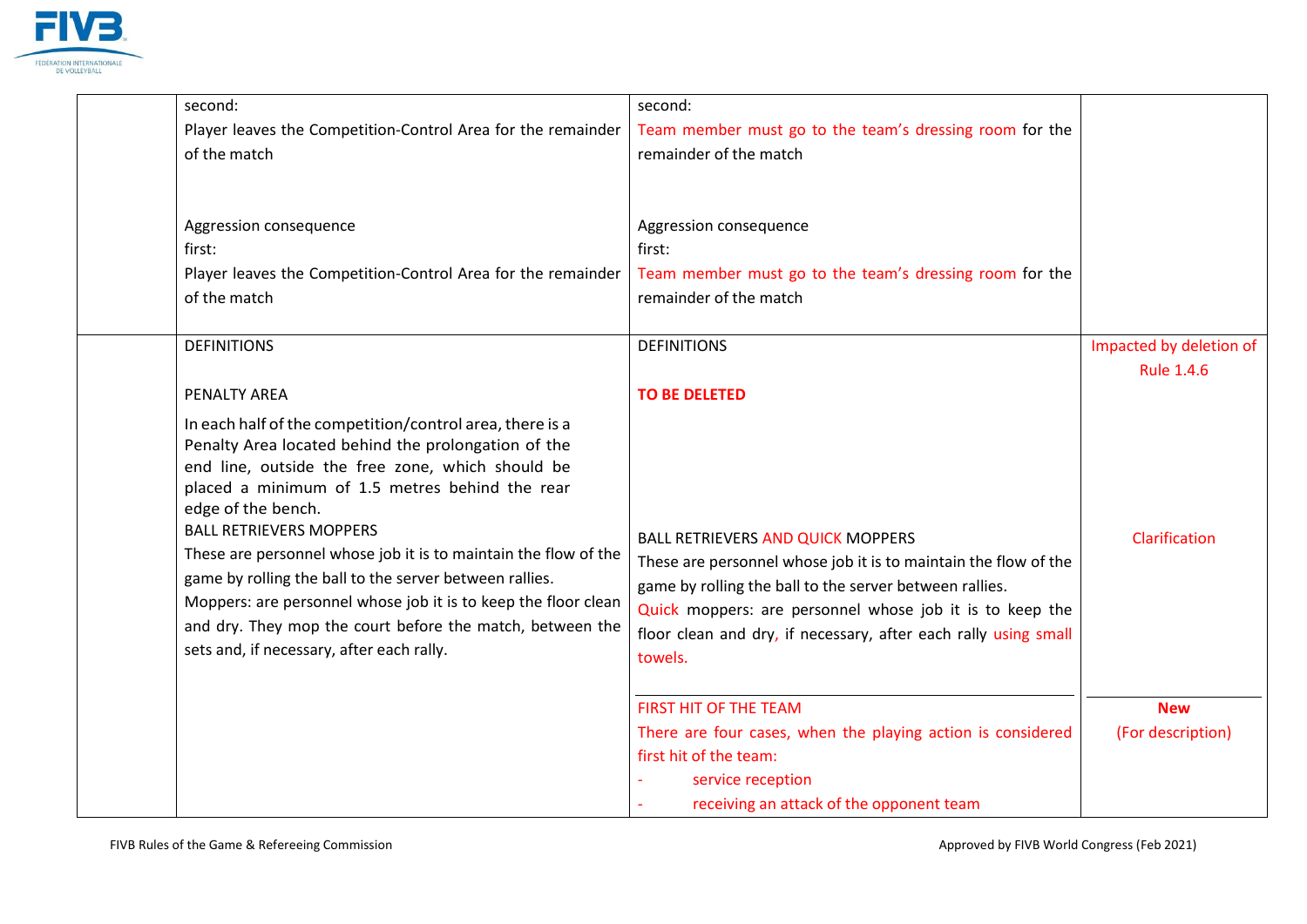| | | | |
|---|---|---|---|
| | second:<br>Player leaves the Competition-Control Area for the remainder of the match<br><br>Aggression consequence<br>first:<br>Player leaves the Competition-Control Area for the remainder of the match | second:<br>Team member must go to the team's dressing room for the remainder of the match<br><br>Aggression consequence<br>first:<br>Team member must go to the team's dressing room for the remainder of the match | |
| | DEFINITIONS<br><br>PENALTY AREA<br>In each half of the competition/control area, there is a Penalty Area located behind the prolongation of the end line, outside the free zone, which should be placed a minimum of 1.5 metres behind the rear edge of the bench.<br>BALL RETRIEVERS MOPPERS<br>These are personnel whose job it is to maintain the flow of the game by rolling the ball to the server between rallies.<br>Moppers: are personnel whose job it is to keep the floor clean and dry. They mop the court before the match, between the sets and, if necessary, after each rally. | DEFINITIONS<br><br>**TO BE DELETED**<br><br>BALL RETRIEVERS AND QUICK MOPPERS<br>These are personnel whose job it is to maintain the flow of the game by rolling the ball to the server between rallies.<br>Quick moppers: are personnel whose job it is to keep the floor clean and dry, if necessary, after each rally using small towels.<br><br>FIRST HIT OF THE TEAM<br>There are four cases, when the playing action is considered first hit of the team:<br>- service reception<br>- receiving an attack of the opponent team | Impacted by deletion of Rule 1.4.6<br><br>Clarification<br><br>**New**<br>(For description) |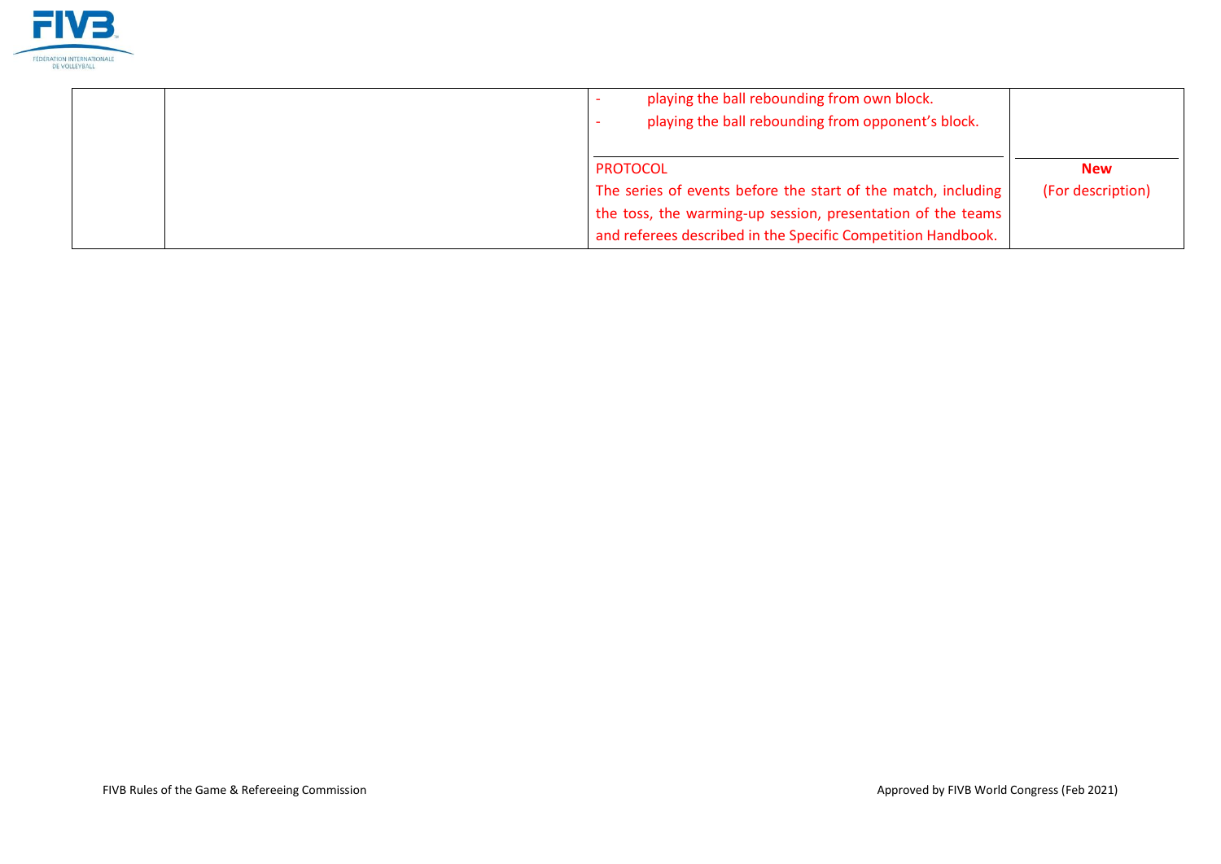| | | | |
|---|---|---|---|
| | | - playing the ball rebounding from own block.<br>- playing the ball rebounding from opponent's block. | |
| | | PROTOCOL<br>The series of events before the start of the match, including the toss, the warming-up session, presentation of the teams and referees described in the Specific Competition Handbook. | **New**<br>(For description) |

FIVB Rules of the Game & Refereeing Commission

Approved by FIVB World Congress (Feb 2021)